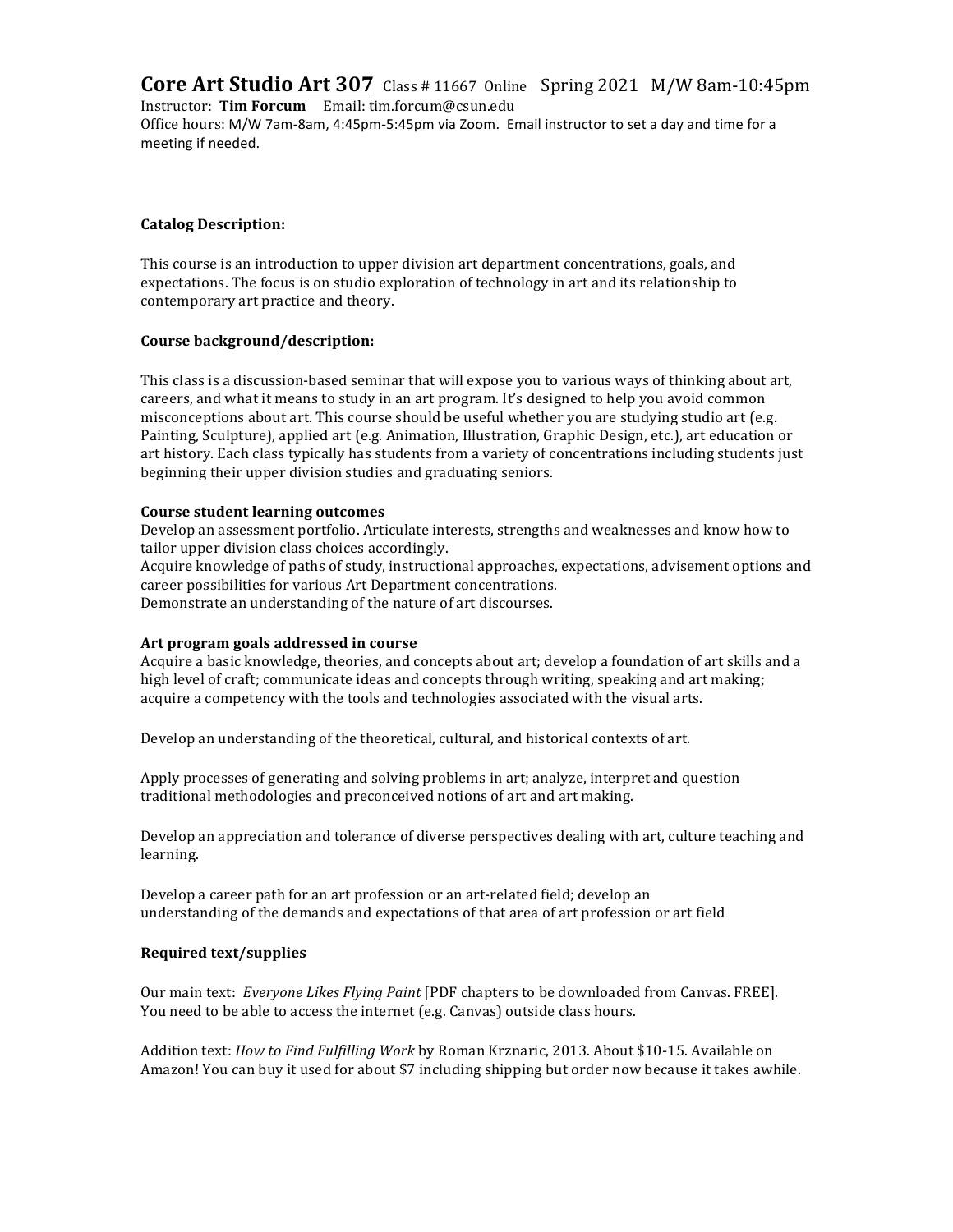# Core Art Studio Art 307 Class # 11667 Online Spring 2021 M/W 8am-10:45pm

Instructor: **Tim Forcum** Email: tim.forcum@csun.edu
Office hours: M/W 7am-8am, 4:45pm-5:45pm via Zoom. Email instructor to set a day and time for a meeting if needed.

**Catalog Description:**

This course is an introduction to upper division art department concentrations, goals, and expectations. The focus is on studio exploration of technology in art and its relationship to contemporary art practice and theory.

**Course background/description:**

This class is a discussion-based seminar that will expose you to various ways of thinking about art, careers, and what it means to study in an art program. It's designed to help you avoid common misconceptions about art. This course should be useful whether you are studying studio art (e.g. Painting, Sculpture), applied art (e.g. Animation, Illustration, Graphic Design, etc.), art education or art history. Each class typically has students from a variety of concentrations including students just beginning their upper division studies and graduating seniors.

**Course student learning outcomes**
Develop an assessment portfolio. Articulate interests, strengths and weaknesses and know how to tailor upper division class choices accordingly.
Acquire knowledge of paths of study, instructional approaches, expectations, advisement options and career possibilities for various Art Department concentrations.
Demonstrate an understanding of the nature of art discourses.

**Art program goals addressed in course**
Acquire a basic knowledge, theories, and concepts about art; develop a foundation of art skills and a high level of craft; communicate ideas and concepts through writing, speaking and art making; acquire a competency with the tools and technologies associated with the visual arts.

Develop an understanding of the theoretical, cultural, and historical contexts of art.

Apply processes of generating and solving problems in art; analyze, interpret and question traditional methodologies and preconceived notions of art and art making.

Develop an appreciation and tolerance of diverse perspectives dealing with art, culture teaching and learning.

Develop a career path for an art profession or an art-related field; develop an understanding of the demands and expectations of that area of art profession or art field

**Required text/supplies**

Our main text: *Everyone Likes Flying Paint* [PDF chapters to be downloaded from Canvas. FREE]. You need to be able to access the internet (e.g. Canvas) outside class hours.

Addition text: *How to Find Fulfilling Work* by Roman Krznaric, 2013. About $10-15. Available on Amazon! You can buy it used for about $7 including shipping but order now because it takes awhile.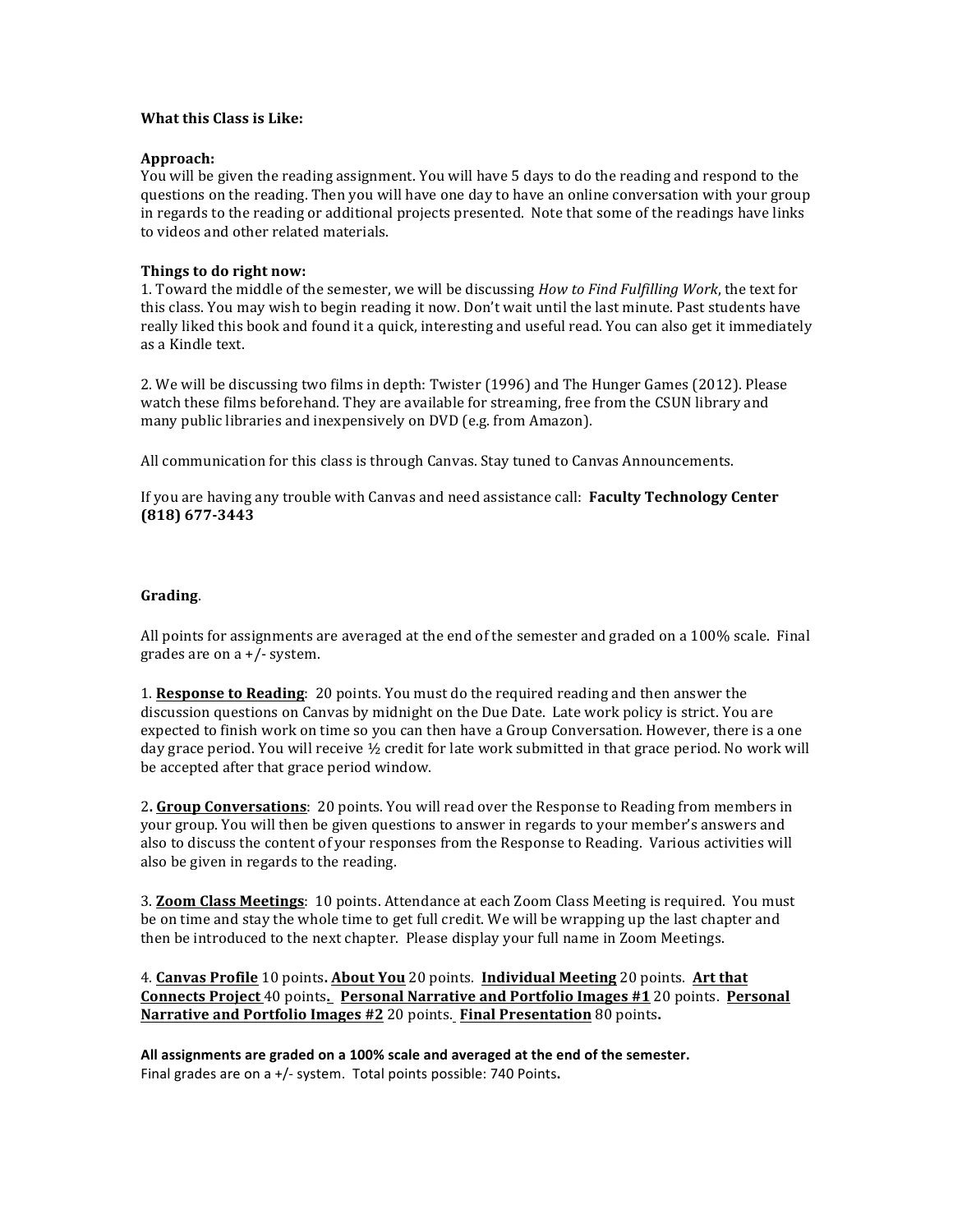**What this Class is Like:**

**Approach:**
You will be given the reading assignment. You will have 5 days to do the reading and respond to the questions on the reading. Then you will have one day to have an online conversation with your group in regards to the reading or additional projects presented. Note that some of the readings have links to videos and other related materials.

**Things to do right now:**
1. Toward the middle of the semester, we will be discussing *How to Find Fulfilling Work*, the text for this class. You may wish to begin reading it now. Don't wait until the last minute. Past students have really liked this book and found it a quick, interesting and useful read. You can also get it immediately as a Kindle text.

2. We will be discussing two films in depth: Twister (1996) and The Hunger Games (2012). Please watch these films beforehand. They are available for streaming, free from the CSUN library and many public libraries and inexpensively on DVD (e.g. from Amazon).

All communication for this class is through Canvas. Stay tuned to Canvas Announcements.

If you are having any trouble with Canvas and need assistance call: **Faculty Technology Center (818) 677-3443**

**Grading**.

All points for assignments are averaged at the end of the semester and graded on a 100% scale. Final grades are on a +/- system.

1. **Response to Reading**: 20 points. You must do the required reading and then answer the discussion questions on Canvas by midnight on the Due Date. Late work policy is strict. You are expected to finish work on time so you can then have a Group Conversation. However, there is a one day grace period. You will receive ½ credit for late work submitted in that grace period. No work will be accepted after that grace period window.

2. **Group Conversations**: 20 points. You will read over the Response to Reading from members in your group. You will then be given questions to answer in regards to your member's answers and also to discuss the content of your responses from the Response to Reading. Various activities will also be given in regards to the reading.

3. **Zoom Class Meetings**: 10 points. Attendance at each Zoom Class Meeting is required. You must be on time and stay the whole time to get full credit. We will be wrapping up the last chapter and then be introduced to the next chapter. Please display your full name in Zoom Meetings.

4. **Canvas Profile** 10 points**.** **About You** 20 points. **Individual Meeting** 20 points. **Art that Connects Project** 40 points**.** **Personal Narrative and Portfolio Images #1** 20 points. **Personal Narrative and Portfolio Images #2** 20 points. **Final Presentation** 80 points**.**

**All assignments are graded on a 100% scale and averaged at the end of the semester.**
Final grades are on a +/- system. Total points possible: 740 Points**.**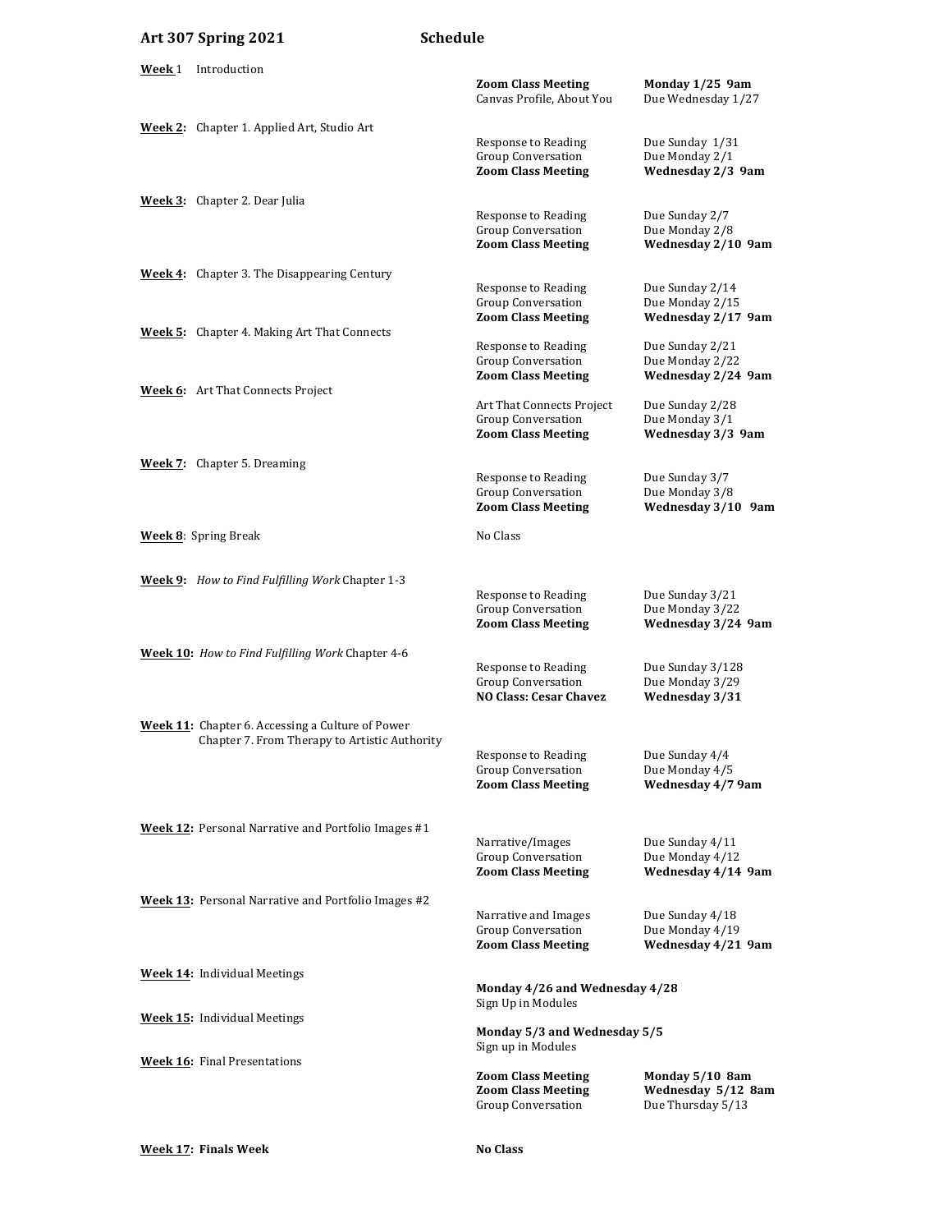## Art 307 Spring 2021 — Schedule

**Week 1** Introduction

| | | |
|---|---|---|
| | **Zoom Class Meeting** | **Monday 1/25 9am** |
| | Canvas Profile, About You | Due Wednesday 1/27 |

**Week 2:** Chapter 1. Applied Art, Studio Art

| | | |
|---|---|---|
| | Response to Reading | Due Sunday 1/31 |
| | Group Conversation | Due Monday 2/1 |
| | **Zoom Class Meeting** | **Wednesday 2/3 9am** |

**Week 3:** Chapter 2. Dear Julia

| | | |
|---|---|---|
| | Response to Reading | Due Sunday 2/7 |
| | Group Conversation | Due Monday 2/8 |
| | **Zoom Class Meeting** | **Wednesday 2/10 9am** |

**Week 4:** Chapter 3. The Disappearing Century

| | | |
|---|---|---|
| | Response to Reading | Due Sunday 2/14 |
| | Group Conversation | Due Monday 2/15 |
| | **Zoom Class Meeting** | **Wednesday 2/17 9am** |

**Week 5:** Chapter 4. Making Art That Connects

| | | |
|---|---|---|
| | Response to Reading | Due Sunday 2/21 |
| | Group Conversation | Due Monday 2/22 |
| | **Zoom Class Meeting** | **Wednesday 2/24 9am** |

**Week 6:** Art That Connects Project

| | | |
|---|---|---|
| | Art That Connects Project | Due Sunday 2/28 |
| | Group Conversation | Due Monday 3/1 |
| | **Zoom Class Meeting** | **Wednesday 3/3 9am** |

**Week 7:** Chapter 5. Dreaming

| | | |
|---|---|---|
| | Response to Reading | Due Sunday 3/7 |
| | Group Conversation | Due Monday 3/8 |
| | **Zoom Class Meeting** | **Wednesday 3/10 9am** |

**Week 8**: Spring Break — No Class

**Week 9:** *How to Find Fulfilling Work* Chapter 1-3

| | | |
|---|---|---|
| | Response to Reading | Due Sunday 3/21 |
| | Group Conversation | Due Monday 3/22 |
| | **Zoom Class Meeting** | **Wednesday 3/24 9am** |

**Week 10:** *How to Find Fulfilling Work* Chapter 4-6

| | | |
|---|---|---|
| | Response to Reading | Due Sunday 3/128 |
| | Group Conversation | Due Monday 3/29 |
| | **NO Class: Cesar Chavez** | **Wednesday 3/31** |

**Week 11:** Chapter 6. Accessing a Culture of Power
Chapter 7. From Therapy to Artistic Authority

| | | |
|---|---|---|
| | Response to Reading | Due Sunday 4/4 |
| | Group Conversation | Due Monday 4/5 |
| | **Zoom Class Meeting** | **Wednesday 4/7 9am** |

**Week 12:** Personal Narrative and Portfolio Images #1

| | | |
|---|---|---|
| | Narrative/Images | Due Sunday 4/11 |
| | Group Conversation | Due Monday 4/12 |
| | **Zoom Class Meeting** | **Wednesday 4/14 9am** |

**Week 13:** Personal Narrative and Portfolio Images #2

| | | |
|---|---|---|
| | Narrative and Images | Due Sunday 4/18 |
| | Group Conversation | Due Monday 4/19 |
| | **Zoom Class Meeting** | **Wednesday 4/21 9am** |

**Week 14:** Individual Meetings

**Monday 4/26 and Wednesday 4/28**
Sign Up in Modules

**Week 15:** Individual Meetings

**Monday 5/3 and Wednesday 5/5**
Sign up in Modules

**Week 16:** Final Presentations

| | | |
|---|---|---|
| | **Zoom Class Meeting** | **Monday 5/10 8am** |
| | **Zoom Class Meeting** | **Wednesday 5/12 8am** |
| | Group Conversation | Due Thursday 5/13 |

**Week 17: Finals Week** — **No Class**